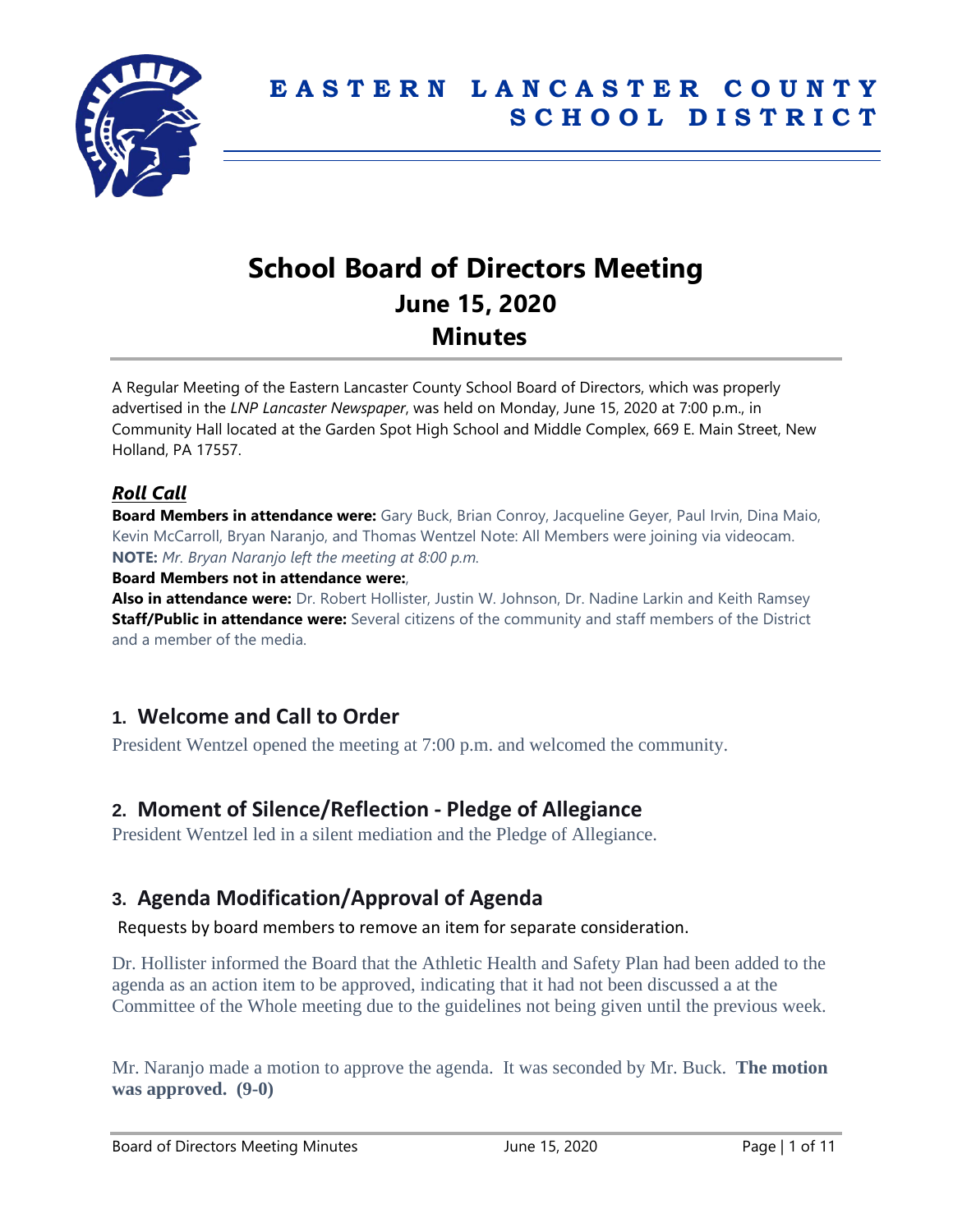# EASTERN LANCASTER COUNTY SCHOOL DISTRICT

# School Board of Directors Meeting
## June 15, 2020
## Minutes

A Regular Meeting of the Eastern Lancaster County School Board of Directors, which was properly advertised in the *LNP Lancaster Newspaper*, was held on Monday, June 15, 2020 at 7:00 p.m., in Community Hall located at the Garden Spot High School and Middle Complex, 669 E. Main Street, New Holland, PA 17557.

### *Roll Call*

**Board Members in attendance were:** Gary Buck, Brian Conroy, Jacqueline Geyer, Paul Irvin, Dina Maio, Kevin McCarroll, Bryan Naranjo, and Thomas Wentzel Note: All Members were joining via videocam.
**NOTE:** *Mr. Bryan Naranjo left the meeting at 8:00 p.m.*
**Board Members not in attendance were:**,
**Also in attendance were:** Dr. Robert Hollister, Justin W. Johnson, Dr. Nadine Larkin and Keith Ramsey
**Staff/Public in attendance were:** Several citizens of the community and staff members of the District and a member of the media.

## 1. Welcome and Call to Order

President Wentzel opened the meeting at 7:00 p.m. and welcomed the community.

## 2. Moment of Silence/Reflection - Pledge of Allegiance

President Wentzel led in a silent mediation and the Pledge of Allegiance.

## 3. Agenda Modification/Approval of Agenda

Requests by board members to remove an item for separate consideration.

Dr. Hollister informed the Board that the Athletic Health and Safety Plan had been added to the agenda as an action item to be approved, indicating that it had not been discussed a at the Committee of the Whole meeting due to the guidelines not being given until the previous week.

Mr. Naranjo made a motion to approve the agenda. It was seconded by Mr. Buck. **The motion was approved. (9-0)**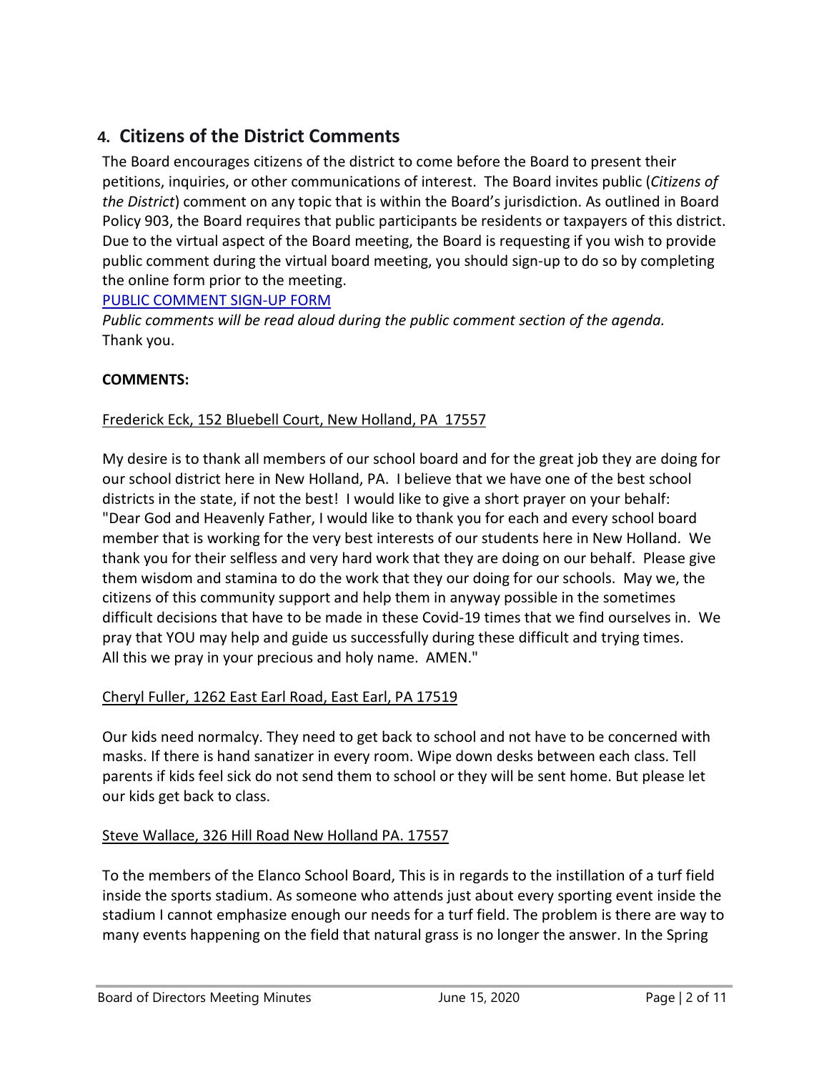## 4. Citizens of the District Comments

The Board encourages citizens of the district to come before the Board to present their petitions, inquiries, or other communications of interest. The Board invites public (*Citizens of the District*) comment on any topic that is within the Board's jurisdiction. As outlined in Board Policy 903, the Board requires that public participants be residents or taxpayers of this district. Due to the virtual aspect of the Board meeting, the Board is requesting if you wish to provide public comment during the virtual board meeting, you should sign-up to do so by completing the online form prior to the meeting.

PUBLIC COMMENT SIGN-UP FORM

*Public comments will be read aloud during the public comment section of the agenda.*
Thank you.

**COMMENTS:**

Frederick Eck, 152 Bluebell Court, New Holland, PA 17557

My desire is to thank all members of our school board and for the great job they are doing for our school district here in New Holland, PA. I believe that we have one of the best school districts in the state, if not the best! I would like to give a short prayer on your behalf: "Dear God and Heavenly Father, I would like to thank you for each and every school board member that is working for the very best interests of our students here in New Holland. We thank you for their selfless and very hard work that they are doing on our behalf. Please give them wisdom and stamina to do the work that they our doing for our schools. May we, the citizens of this community support and help them in anyway possible in the sometimes difficult decisions that have to be made in these Covid-19 times that we find ourselves in. We pray that YOU may help and guide us successfully during these difficult and trying times. All this we pray in your precious and holy name. AMEN."

Cheryl Fuller, 1262 East Earl Road, East Earl, PA 17519

Our kids need normalcy. They need to get back to school and not have to be concerned with masks. If there is hand sanatizer in every room. Wipe down desks between each class. Tell parents if kids feel sick do not send them to school or they will be sent home. But please let our kids get back to class.

Steve Wallace, 326 Hill Road New Holland PA. 17557

To the members of the Elanco School Board, This is in regards to the instillation of a turf field inside the sports stadium. As someone who attends just about every sporting event inside the stadium I cannot emphasize enough our needs for a turf field. The problem is there are way to many events happening on the field that natural grass is no longer the answer. In the Spring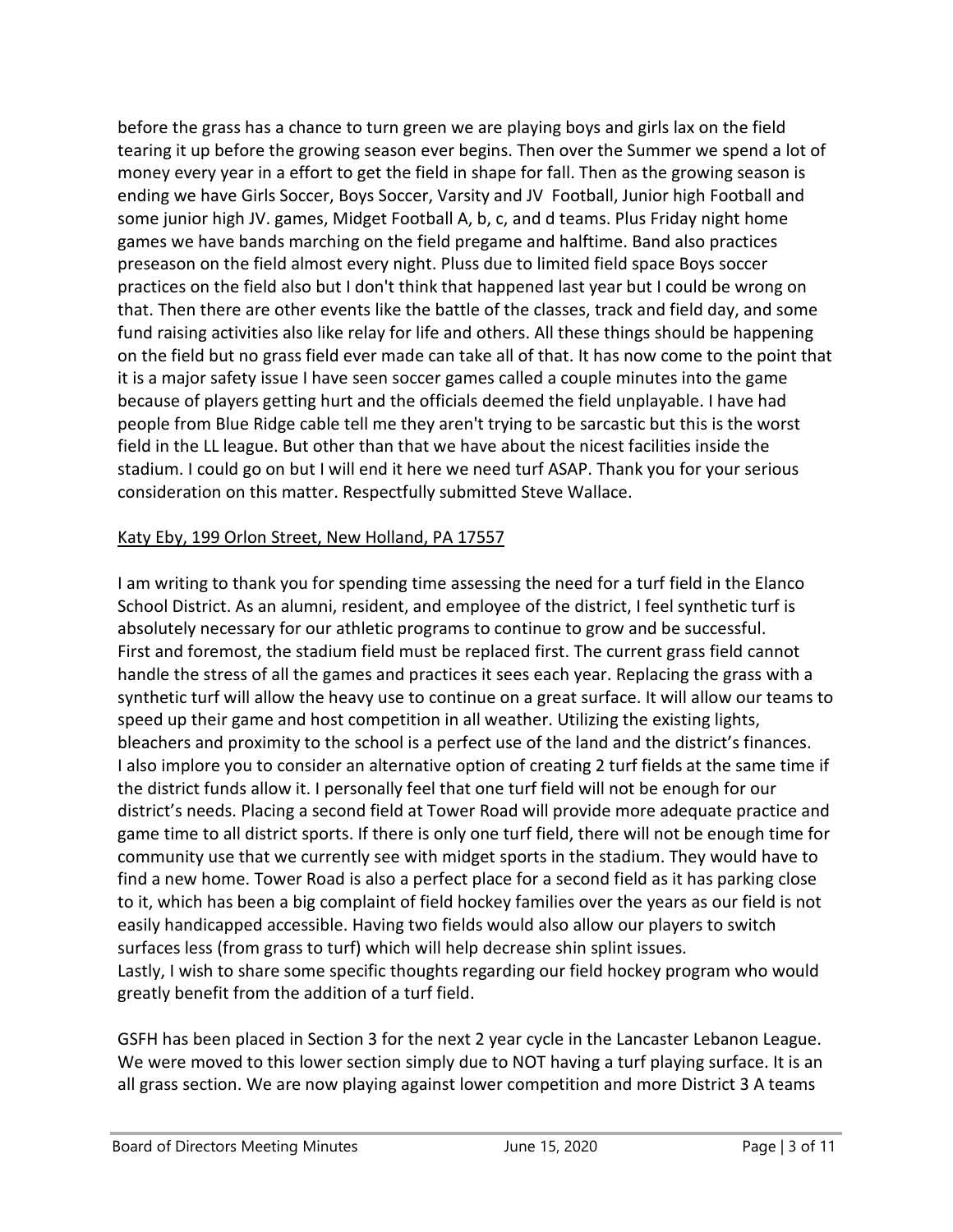before the grass has a chance to turn green we are playing boys and girls lax on the field tearing it up before the growing season ever begins. Then over the Summer we spend a lot of money every year in a effort to get the field in shape for fall. Then as the growing season is ending we have Girls Soccer, Boys Soccer, Varsity and JV Football, Junior high Football and some junior high JV. games, Midget Football A, b, c, and d teams. Plus Friday night home games we have bands marching on the field pregame and halftime. Band also practices preseason on the field almost every night. Pluss due to limited field space Boys soccer practices on the field also but I don't think that happened last year but I could be wrong on that. Then there are other events like the battle of the classes, track and field day, and some fund raising activities also like relay for life and others. All these things should be happening on the field but no grass field ever made can take all of that. It has now come to the point that it is a major safety issue I have seen soccer games called a couple minutes into the game because of players getting hurt and the officials deemed the field unplayable. I have had people from Blue Ridge cable tell me they aren't trying to be sarcastic but this is the worst field in the LL league. But other than that we have about the nicest facilities inside the stadium. I could go on but I will end it here we need turf ASAP. Thank you for your serious consideration on this matter. Respectfully submitted Steve Wallace.

<u>Katy Eby, 199 Orlon Street, New Holland, PA 17557</u>

I am writing to thank you for spending time assessing the need for a turf field in the Elanco School District. As an alumni, resident, and employee of the district, I feel synthetic turf is absolutely necessary for our athletic programs to continue to grow and be successful.
First and foremost, the stadium field must be replaced first. The current grass field cannot handle the stress of all the games and practices it sees each year. Replacing the grass with a synthetic turf will allow the heavy use to continue on a great surface. It will allow our teams to speed up their game and host competition in all weather. Utilizing the existing lights, bleachers and proximity to the school is a perfect use of the land and the district's finances.
I also implore you to consider an alternative option of creating 2 turf fields at the same time if the district funds allow it. I personally feel that one turf field will not be enough for our district's needs. Placing a second field at Tower Road will provide more adequate practice and game time to all district sports. If there is only one turf field, there will not be enough time for community use that we currently see with midget sports in the stadium. They would have to find a new home. Tower Road is also a perfect place for a second field as it has parking close to it, which has been a big complaint of field hockey families over the years as our field is not easily handicapped accessible. Having two fields would also allow our players to switch surfaces less (from grass to turf) which will help decrease shin splint issues.
Lastly, I wish to share some specific thoughts regarding our field hockey program who would greatly benefit from the addition of a turf field.

GSFH has been placed in Section 3 for the next 2 year cycle in the Lancaster Lebanon League. We were moved to this lower section simply due to NOT having a turf playing surface. It is an all grass section. We are now playing against lower competition and more District 3 A teams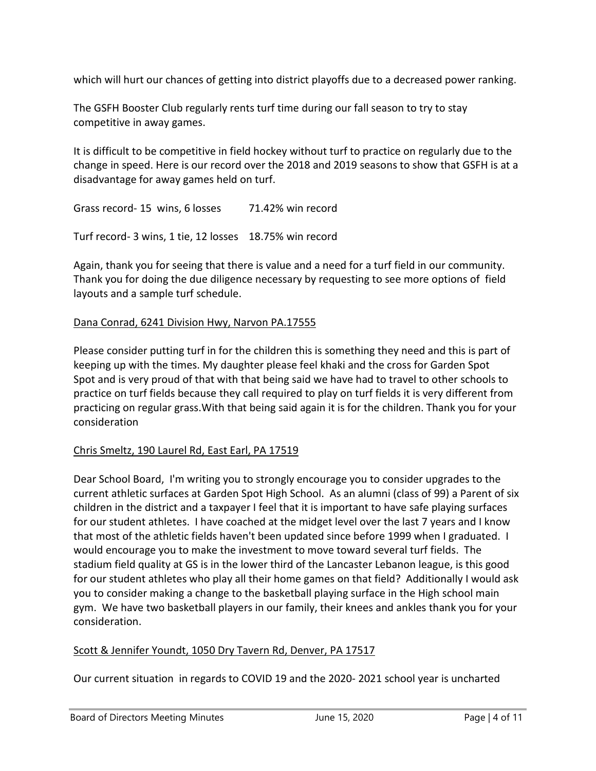which will hurt our chances of getting into district playoffs due to a decreased power ranking.

The GSFH Booster Club regularly rents turf time during our fall season to try to stay competitive in away games.

It is difficult to be competitive in field hockey without turf to practice on regularly due to the change in speed. Here is our record over the 2018 and 2019 seasons to show that GSFH is at a disadvantage for away games held on turf.

Grass record- 15 wins, 6 losses    71.42% win record

Turf record- 3 wins, 1 tie, 12 losses    18.75% win record

Again, thank you for seeing that there is value and a need for a turf field in our community. Thank you for doing the due diligence necessary by requesting to see more options of field layouts and a sample turf schedule.

Dana Conrad, 6241 Division Hwy, Narvon PA.17555

Please consider putting turf in for the children this is something they need and this is part of keeping up with the times. My daughter please feel khaki and the cross for Garden Spot Spot and is very proud of that with that being said we have had to travel to other schools to practice on turf fields because they call required to play on turf fields it is very different from practicing on regular grass.With that being said again it is for the children. Thank you for your consideration

Chris Smeltz, 190 Laurel Rd, East Earl, PA 17519

Dear School Board, I'm writing you to strongly encourage you to consider upgrades to the current athletic surfaces at Garden Spot High School. As an alumni (class of 99) a Parent of six children in the district and a taxpayer I feel that it is important to have safe playing surfaces for our student athletes. I have coached at the midget level over the last 7 years and I know that most of the athletic fields haven't been updated since before 1999 when I graduated. I would encourage you to make the investment to move toward several turf fields. The stadium field quality at GS is in the lower third of the Lancaster Lebanon league, is this good for our student athletes who play all their home games on that field? Additionally I would ask you to consider making a change to the basketball playing surface in the High school main gym. We have two basketball players in our family, their knees and ankles thank you for your consideration.

Scott & Jennifer Youndt, 1050 Dry Tavern Rd, Denver, PA 17517

Our current situation in regards to COVID 19 and the 2020- 2021 school year is uncharted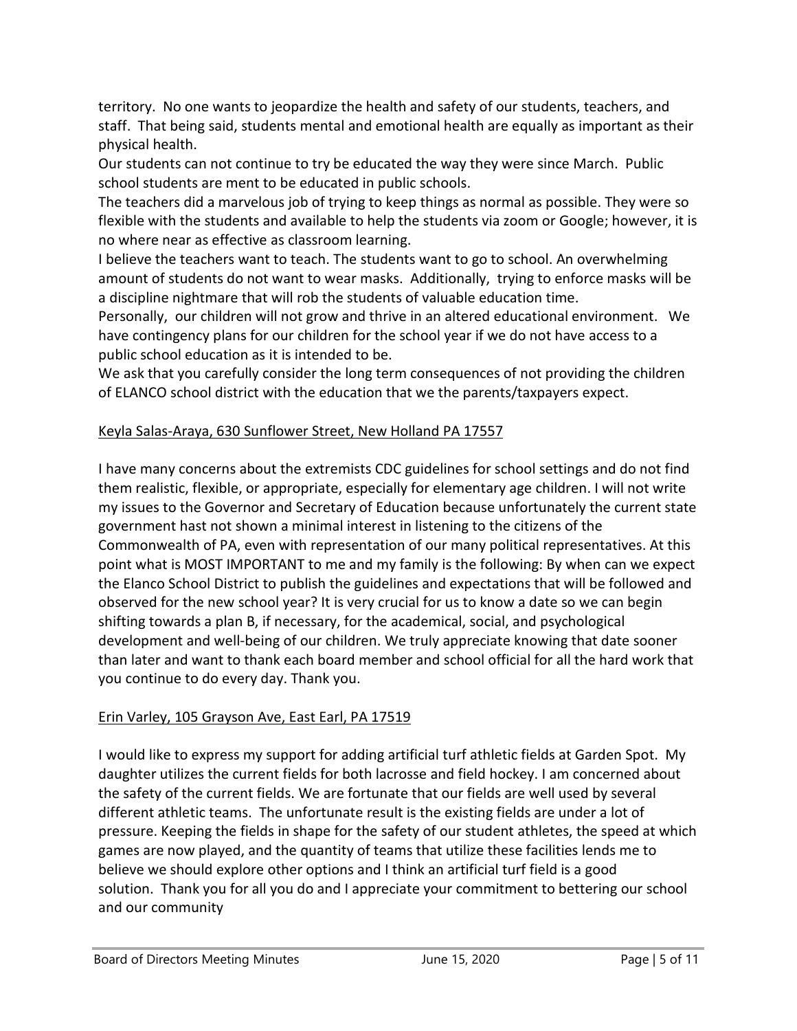territory. No one wants to jeopardize the health and safety of our students, teachers, and staff. That being said, students mental and emotional health are equally as important as their physical health.

Our students can not continue to try be educated the way they were since March. Public school students are ment to be educated in public schools.

The teachers did a marvelous job of trying to keep things as normal as possible. They were so flexible with the students and available to help the students via zoom or Google; however, it is no where near as effective as classroom learning.

I believe the teachers want to teach. The students want to go to school. An overwhelming amount of students do not want to wear masks. Additionally, trying to enforce masks will be a discipline nightmare that will rob the students of valuable education time.

Personally, our children will not grow and thrive in an altered educational environment. We have contingency plans for our children for the school year if we do not have access to a public school education as it is intended to be.

We ask that you carefully consider the long term consequences of not providing the children of ELANCO school district with the education that we the parents/taxpayers expect.

<u>Keyla Salas-Araya, 630 Sunflower Street, New Holland PA 17557</u>

I have many concerns about the extremists CDC guidelines for school settings and do not find them realistic, flexible, or appropriate, especially for elementary age children. I will not write my issues to the Governor and Secretary of Education because unfortunately the current state government hast not shown a minimal interest in listening to the citizens of the Commonwealth of PA, even with representation of our many political representatives. At this point what is MOST IMPORTANT to me and my family is the following: By when can we expect the Elanco School District to publish the guidelines and expectations that will be followed and observed for the new school year? It is very crucial for us to know a date so we can begin shifting towards a plan B, if necessary, for the academical, social, and psychological development and well-being of our children. We truly appreciate knowing that date sooner than later and want to thank each board member and school official for all the hard work that you continue to do every day. Thank you.

<u>Erin Varley, 105 Grayson Ave, East Earl, PA 17519</u>

I would like to express my support for adding artificial turf athletic fields at Garden Spot. My daughter utilizes the current fields for both lacrosse and field hockey. I am concerned about the safety of the current fields. We are fortunate that our fields are well used by several different athletic teams. The unfortunate result is the existing fields are under a lot of pressure. Keeping the fields in shape for the safety of our student athletes, the speed at which games are now played, and the quantity of teams that utilize these facilities lends me to believe we should explore other options and I think an artificial turf field is a good solution. Thank you for all you do and I appreciate your commitment to bettering our school and our community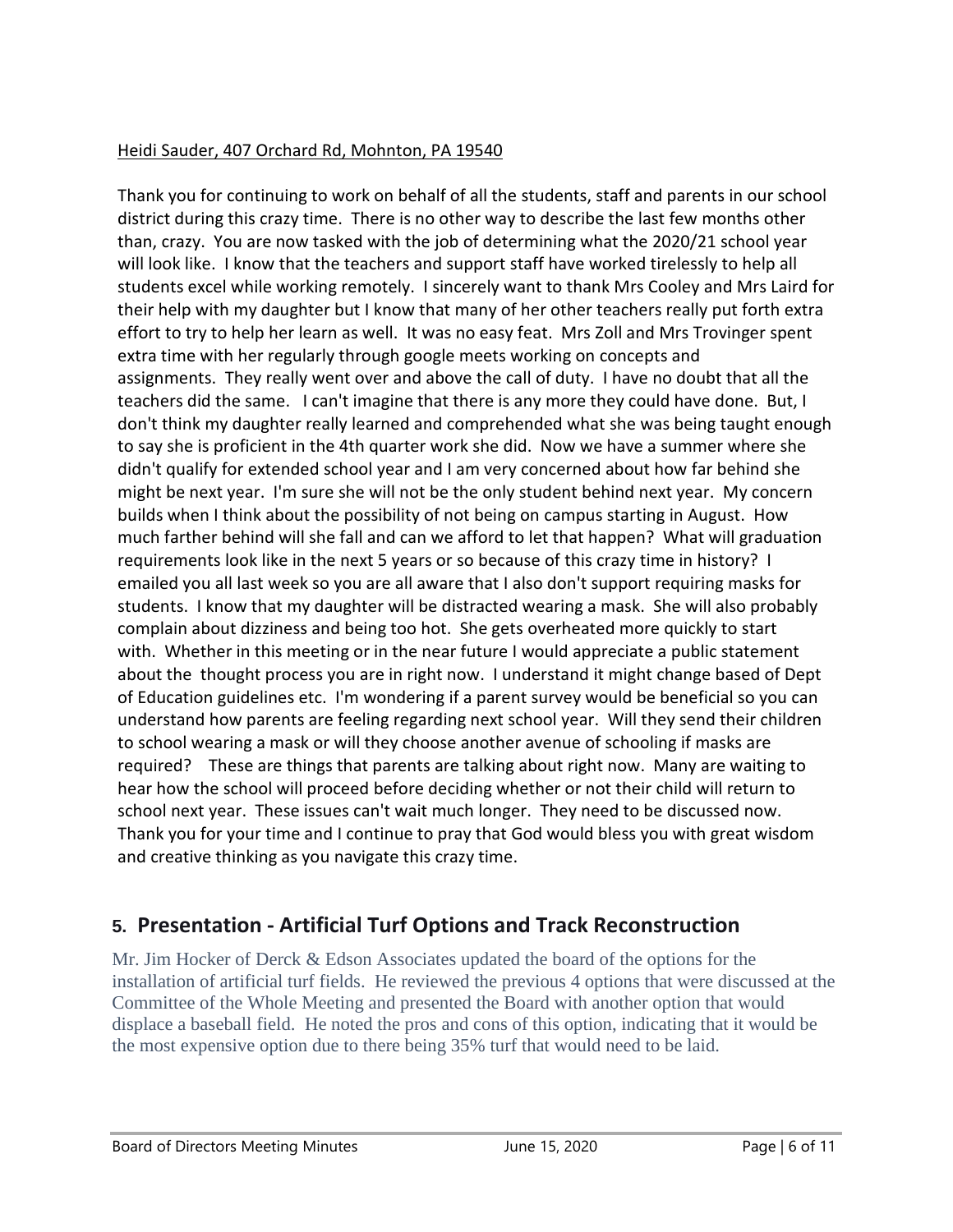Heidi Sauder, 407 Orchard Rd, Mohnton, PA 19540

Thank you for continuing to work on behalf of all the students, staff and parents in our school district during this crazy time. There is no other way to describe the last few months other than, crazy. You are now tasked with the job of determining what the 2020/21 school year will look like. I know that the teachers and support staff have worked tirelessly to help all students excel while working remotely. I sincerely want to thank Mrs Cooley and Mrs Laird for their help with my daughter but I know that many of her other teachers really put forth extra effort to try to help her learn as well. It was no easy feat. Mrs Zoll and Mrs Trovinger spent extra time with her regularly through google meets working on concepts and assignments. They really went over and above the call of duty. I have no doubt that all the teachers did the same. I can't imagine that there is any more they could have done. But, I don't think my daughter really learned and comprehended what she was being taught enough to say she is proficient in the 4th quarter work she did. Now we have a summer where she didn't qualify for extended school year and I am very concerned about how far behind she might be next year. I'm sure she will not be the only student behind next year. My concern builds when I think about the possibility of not being on campus starting in August. How much farther behind will she fall and can we afford to let that happen? What will graduation requirements look like in the next 5 years or so because of this crazy time in history? I emailed you all last week so you are all aware that I also don't support requiring masks for students. I know that my daughter will be distracted wearing a mask. She will also probably complain about dizziness and being too hot. She gets overheated more quickly to start with. Whether in this meeting or in the near future I would appreciate a public statement about the thought process you are in right now. I understand it might change based of Dept of Education guidelines etc. I'm wondering if a parent survey would be beneficial so you can understand how parents are feeling regarding next school year. Will they send their children to school wearing a mask or will they choose another avenue of schooling if masks are required? These are things that parents are talking about right now. Many are waiting to hear how the school will proceed before deciding whether or not their child will return to school next year. These issues can't wait much longer. They need to be discussed now. Thank you for your time and I continue to pray that God would bless you with great wisdom and creative thinking as you navigate this crazy time.

## 5. Presentation - Artificial Turf Options and Track Reconstruction

Mr. Jim Hocker of Derck & Edson Associates updated the board of the options for the installation of artificial turf fields. He reviewed the previous 4 options that were discussed at the Committee of the Whole Meeting and presented the Board with another option that would displace a baseball field. He noted the pros and cons of this option, indicating that it would be the most expensive option due to there being 35% turf that would need to be laid.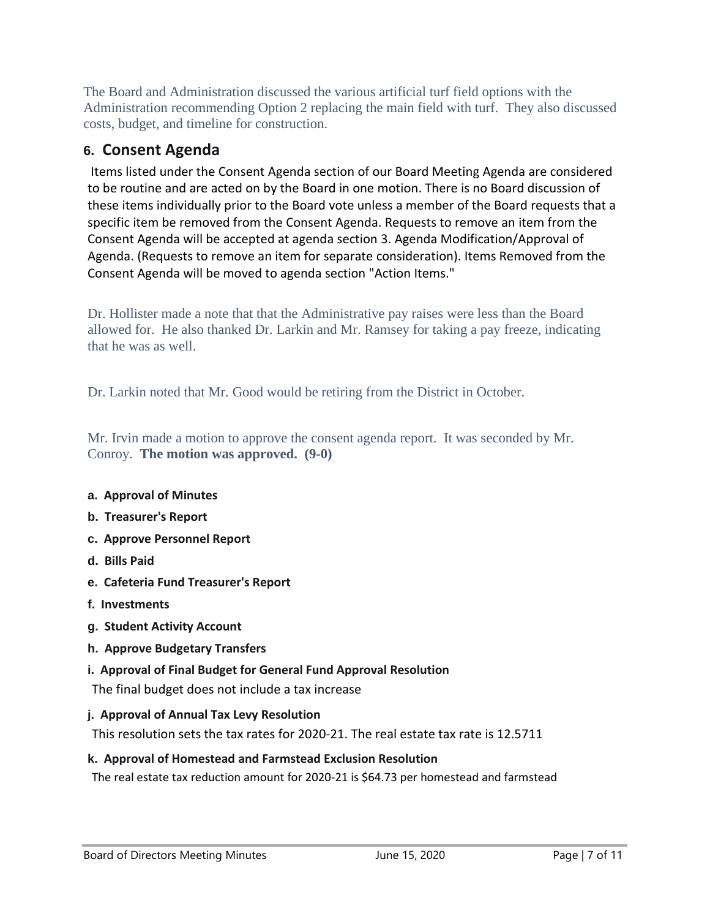The Board and Administration discussed the various artificial turf field options with the Administration recommending Option 2 replacing the main field with turf. They also discussed costs, budget, and timeline for construction.

## 6. Consent Agenda

Items listed under the Consent Agenda section of our Board Meeting Agenda are considered to be routine and are acted on by the Board in one motion. There is no Board discussion of these items individually prior to the Board vote unless a member of the Board requests that a specific item be removed from the Consent Agenda. Requests to remove an item from the Consent Agenda will be accepted at agenda section 3. Agenda Modification/Approval of Agenda. (Requests to remove an item for separate consideration). Items Removed from the Consent Agenda will be moved to agenda section "Action Items."

Dr. Hollister made a note that that the Administrative pay raises were less than the Board allowed for. He also thanked Dr. Larkin and Mr. Ramsey for taking a pay freeze, indicating that he was as well.

Dr. Larkin noted that Mr. Good would be retiring from the District in October.

Mr. Irvin made a motion to approve the consent agenda report. It was seconded by Mr. Conroy. **The motion was approved. (9-0)**

**a. Approval of Minutes**

**b. Treasurer's Report**

**c. Approve Personnel Report**

**d. Bills Paid**

**e. Cafeteria Fund Treasurer's Report**

**f. Investments**

**g. Student Activity Account**

**h. Approve Budgetary Transfers**

**i. Approval of Final Budget for General Fund Approval Resolution**

The final budget does not include a tax increase

**j. Approval of Annual Tax Levy Resolution**

This resolution sets the tax rates for 2020-21. The real estate tax rate is 12.5711

**k. Approval of Homestead and Farmstead Exclusion Resolution**

The real estate tax reduction amount for 2020-21 is $64.73 per homestead and farmstead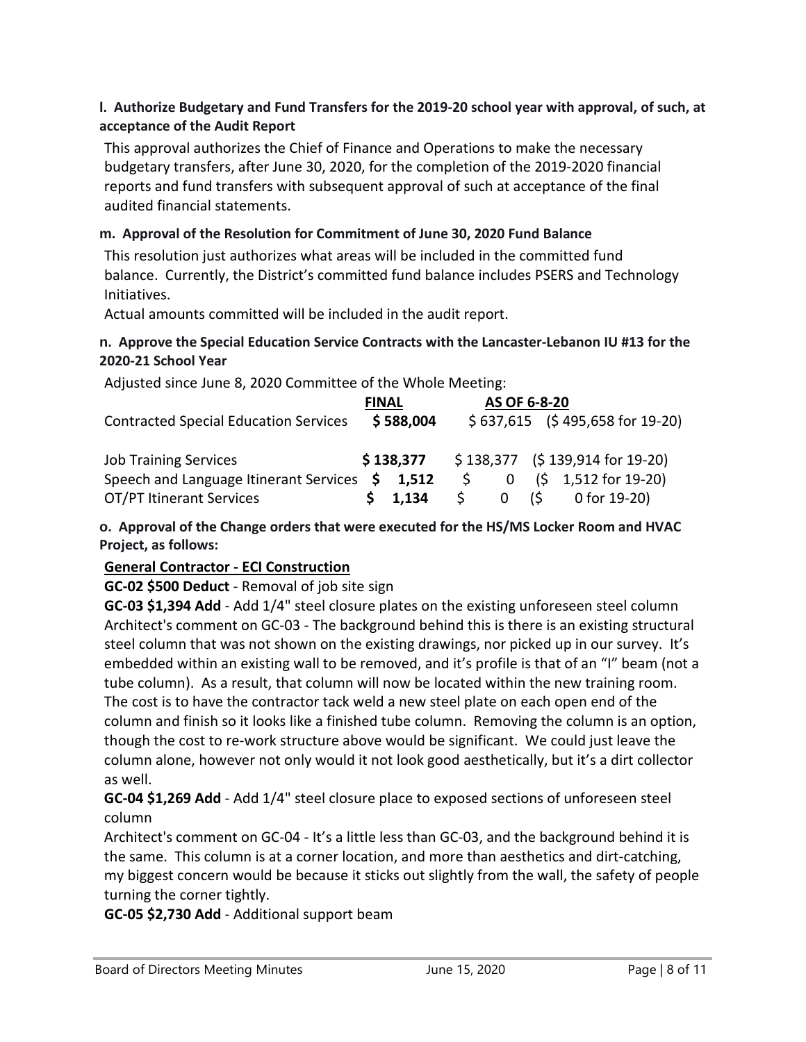**l. Authorize Budgetary and Fund Transfers for the 2019-20 school year with approval, of such, at acceptance of the Audit Report**

This approval authorizes the Chief of Finance and Operations to make the necessary budgetary transfers, after June 30, 2020, for the completion of the 2019-2020 financial reports and fund transfers with subsequent approval of such at acceptance of the final audited financial statements.

**m. Approval of the Resolution for Commitment of June 30, 2020 Fund Balance**

This resolution just authorizes what areas will be included in the committed fund balance. Currently, the District's committed fund balance includes PSERS and Technology Initiatives.

Actual amounts committed will be included in the audit report.

**n. Approve the Special Education Service Contracts with the Lancaster-Lebanon IU #13 for the 2020-21 School Year**

Adjusted since June 8, 2020 Committee of the Whole Meeting:

| | **FINAL** | **AS OF 6-8-20** | |
|---|---|---|---|
| Contracted Special Education Services | **$ 588,004** | $ 637,615 | ($ 495,658 for 19-20) |
| Job Training Services | **$ 138,377** | $ 138,377 | ($ 139,914 for 19-20) |
| Speech and Language Itinerant Services | **$ 1,512** | $ 0 | ($ 1,512 for 19-20) |
| OT/PT Itinerant Services | **$ 1,134** | $ 0 | ($ 0 for 19-20) |

**o. Approval of the Change orders that were executed for the HS/MS Locker Room and HVAC Project, as follows:**

**General Contractor - ECI Construction**

**GC-02 $500 Deduct** - Removal of job site sign

**GC-03 $1,394 Add** - Add 1/4" steel closure plates on the existing unforeseen steel column

Architect's comment on GC-03 - The background behind this is there is an existing structural steel column that was not shown on the existing drawings, nor picked up in our survey. It's embedded within an existing wall to be removed, and it's profile is that of an "I" beam (not a tube column). As a result, that column will now be located within the new training room. The cost is to have the contractor tack weld a new steel plate on each open end of the column and finish so it looks like a finished tube column. Removing the column is an option, though the cost to re-work structure above would be significant. We could just leave the column alone, however not only would it not look good aesthetically, but it's a dirt collector as well.

**GC-04 $1,269 Add** - Add 1/4" steel closure place to exposed sections of unforeseen steel column

Architect's comment on GC-04 - It's a little less than GC-03, and the background behind it is the same. This column is at a corner location, and more than aesthetics and dirt-catching, my biggest concern would be because it sticks out slightly from the wall, the safety of people turning the corner tightly.

**GC-05 $2,730 Add** - Additional support beam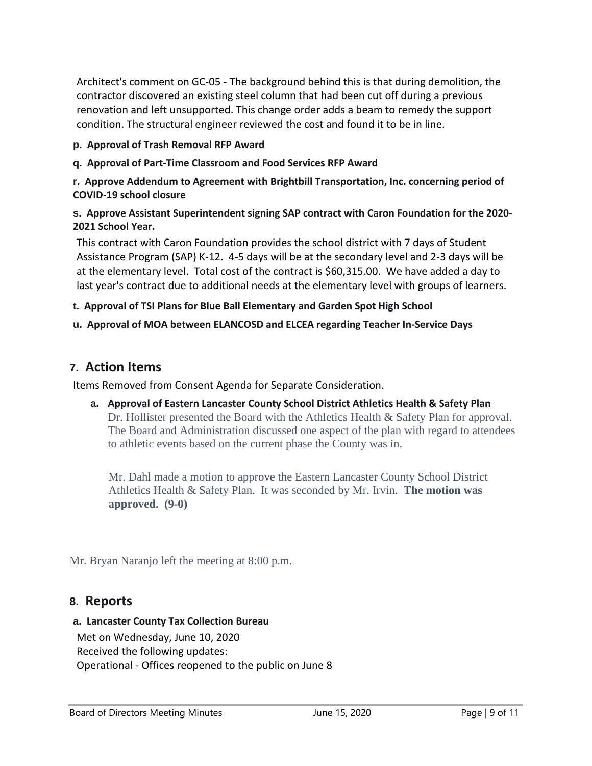Architect's comment on GC-05 - The background behind this is that during demolition, the contractor discovered an existing steel column that had been cut off during a previous renovation and left unsupported. This change order adds a beam to remedy the support condition. The structural engineer reviewed the cost and found it to be in line.

**p. Approval of Trash Removal RFP Award**

**q. Approval of Part-Time Classroom and Food Services RFP Award**

**r. Approve Addendum to Agreement with Brightbill Transportation, Inc. concerning period of COVID-19 school closure**

**s. Approve Assistant Superintendent signing SAP contract with Caron Foundation for the 2020-2021 School Year.**

This contract with Caron Foundation provides the school district with 7 days of Student Assistance Program (SAP) K-12. 4-5 days will be at the secondary level and 2-3 days will be at the elementary level. Total cost of the contract is $60,315.00. We have added a day to last year's contract due to additional needs at the elementary level with groups of learners.

**t. Approval of TSI Plans for Blue Ball Elementary and Garden Spot High School**

**u. Approval of MOA between ELANCOSD and ELCEA regarding Teacher In-Service Days**

## 7. Action Items

Items Removed from Consent Agenda for Separate Consideration.

**a. Approval of Eastern Lancaster County School District Athletics Health & Safety Plan**

Dr. Hollister presented the Board with the Athletics Health & Safety Plan for approval. The Board and Administration discussed one aspect of the plan with regard to attendees to athletic events based on the current phase the County was in.

Mr. Dahl made a motion to approve the Eastern Lancaster County School District Athletics Health & Safety Plan. It was seconded by Mr. Irvin. **The motion was approved. (9-0)**

Mr. Bryan Naranjo left the meeting at 8:00 p.m.

## 8. Reports

**a. Lancaster County Tax Collection Bureau**

Met on Wednesday, June 10, 2020
Received the following updates:
Operational - Offices reopened to the public on June 8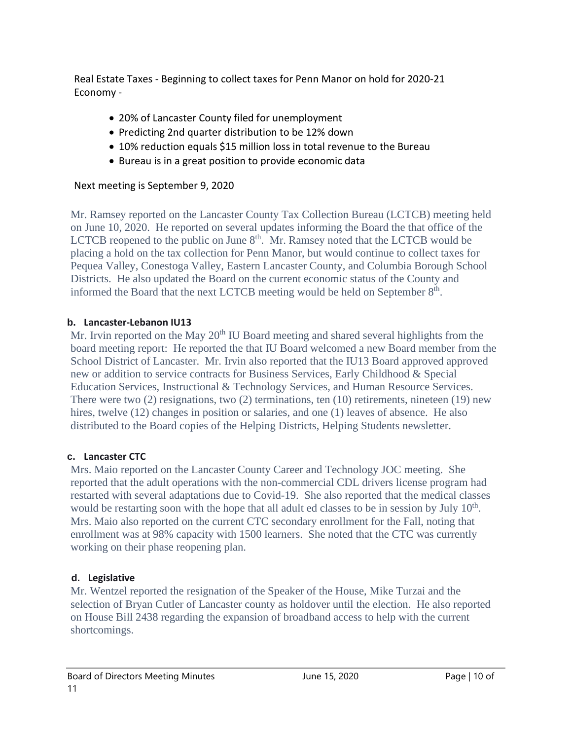Real Estate Taxes - Beginning to collect taxes for Penn Manor on hold for 2020-21
Economy -

- 20% of Lancaster County filed for unemployment
- Predicting 2nd quarter distribution to be 12% down
- 10% reduction equals $15 million loss in total revenue to the Bureau
- Bureau is in a great position to provide economic data

Next meeting is September 9, 2020

Mr. Ramsey reported on the Lancaster County Tax Collection Bureau (LCTCB) meeting held on June 10, 2020. He reported on several updates informing the Board the that office of the LCTCB reopened to the public on June 8th. Mr. Ramsey noted that the LCTCB would be placing a hold on the tax collection for Penn Manor, but would continue to collect taxes for Pequea Valley, Conestoga Valley, Eastern Lancaster County, and Columbia Borough School Districts. He also updated the Board on the current economic status of the County and informed the Board that the next LCTCB meeting would be held on September 8th.

**b. Lancaster-Lebanon IU13**

Mr. Irvin reported on the May 20th IU Board meeting and shared several highlights from the board meeting report: He reported the that IU Board welcomed a new Board member from the School District of Lancaster. Mr. Irvin also reported that the IU13 Board approved approved new or addition to service contracts for Business Services, Early Childhood & Special Education Services, Instructional & Technology Services, and Human Resource Services. There were two (2) resignations, two (2) terminations, ten (10) retirements, nineteen (19) new hires, twelve (12) changes in position or salaries, and one (1) leaves of absence. He also distributed to the Board copies of the Helping Districts, Helping Students newsletter.

**c. Lancaster CTC**

Mrs. Maio reported on the Lancaster County Career and Technology JOC meeting. She reported that the adult operations with the non-commercial CDL drivers license program had restarted with several adaptations due to Covid-19. She also reported that the medical classes would be restarting soon with the hope that all adult ed classes to be in session by July 10th. Mrs. Maio also reported on the current CTC secondary enrollment for the Fall, noting that enrollment was at 98% capacity with 1500 learners. She noted that the CTC was currently working on their phase reopening plan.

**d. Legislative**

Mr. Wentzel reported the resignation of the Speaker of the House, Mike Turzai and the selection of Bryan Cutler of Lancaster county as holdover until the election. He also reported on House Bill 2438 regarding the expansion of broadband access to help with the current shortcomings.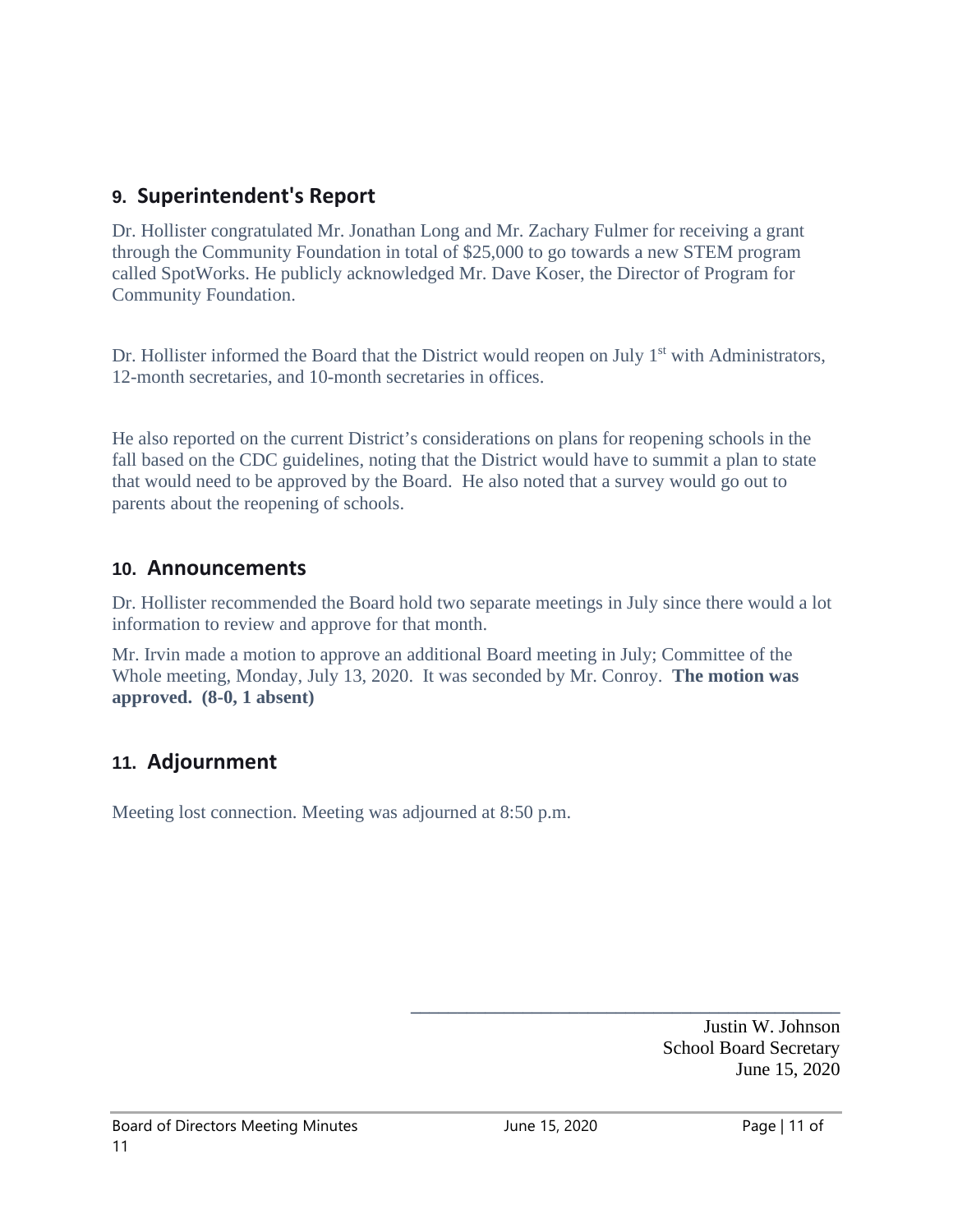## 9. Superintendent's Report

Dr. Hollister congratulated Mr. Jonathan Long and Mr. Zachary Fulmer for receiving a grant through the Community Foundation in total of $25,000 to go towards a new STEM program called SpotWorks. He publicly acknowledged Mr. Dave Koser, the Director of Program for Community Foundation.

Dr. Hollister informed the Board that the District would reopen on July 1st with Administrators, 12-month secretaries, and 10-month secretaries in offices.

He also reported on the current District's considerations on plans for reopening schools in the fall based on the CDC guidelines, noting that the District would have to summit a plan to state that would need to be approved by the Board. He also noted that a survey would go out to parents about the reopening of schools.

## 10. Announcements

Dr. Hollister recommended the Board hold two separate meetings in July since there would a lot information to review and approve for that month.

Mr. Irvin made a motion to approve an additional Board meeting in July; Committee of the Whole meeting, Monday, July 13, 2020. It was seconded by Mr. Conroy. **The motion was approved. (8-0, 1 absent)**

## 11. Adjournment

Meeting lost connection. Meeting was adjourned at 8:50 p.m.

\_\_\_\_\_\_\_\_\_\_\_\_\_\_\_\_\_\_\_\_\_\_\_\_\_\_\_\_\_\_\_\_\_\_\_\_\_\_\_\_\_\_\_\_

Justin W. Johnson
School Board Secretary
June 15, 2020